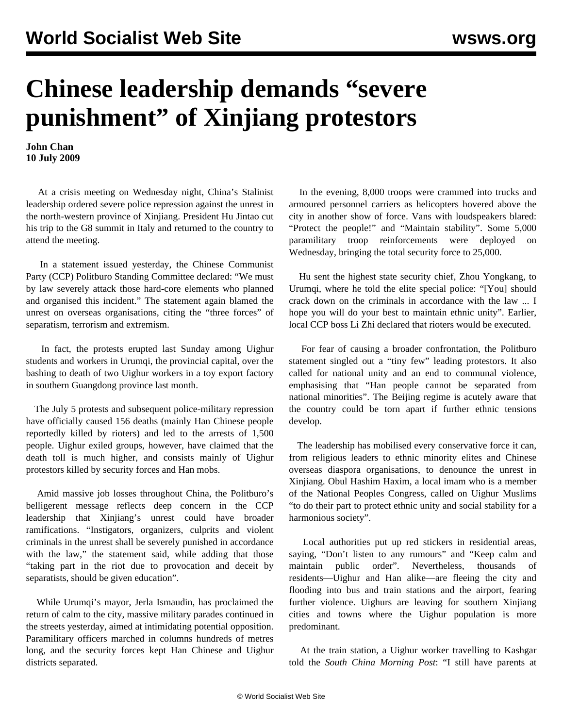# Chinese leadership demands "severe punishment" of Xinjiang protestors

**John Chan**
**10 July 2009**

At a crisis meeting on Wednesday night, China's Stalinist leadership ordered severe police repression against the unrest in the north-western province of Xinjiang. President Hu Jintao cut his trip to the G8 summit in Italy and returned to the country to attend the meeting.

In a statement issued yesterday, the Chinese Communist Party (CCP) Politburo Standing Committee declared: "We must by law severely attack those hard-core elements who planned and organised this incident." The statement again blamed the unrest on overseas organisations, citing the "three forces" of separatism, terrorism and extremism.

In fact, the protests erupted last Sunday among Uighur students and workers in Urumqi, the provincial capital, over the bashing to death of two Uighur workers in a toy export factory in southern Guangdong province last month.

The July 5 protests and subsequent police-military repression have officially caused 156 deaths (mainly Han Chinese people reportedly killed by rioters) and led to the arrests of 1,500 people. Uighur exiled groups, however, have claimed that the death toll is much higher, and consists mainly of Uighur protestors killed by security forces and Han mobs.

Amid massive job losses throughout China, the Politburo's belligerent message reflects deep concern in the CCP leadership that Xinjiang's unrest could have broader ramifications. "Instigators, organizers, culprits and violent criminals in the unrest shall be severely punished in accordance with the law," the statement said, while adding that those "taking part in the riot due to provocation and deceit by separatists, should be given education".

While Urumqi's mayor, Jerla Ismaudin, has proclaimed the return of calm to the city, massive military parades continued in the streets yesterday, aimed at intimidating potential opposition. Paramilitary officers marched in columns hundreds of metres long, and the security forces kept Han Chinese and Uighur districts separated.

In the evening, 8,000 troops were crammed into trucks and armoured personnel carriers as helicopters hovered above the city in another show of force. Vans with loudspeakers blared: "Protect the people!" and "Maintain stability". Some 5,000 paramilitary troop reinforcements were deployed on Wednesday, bringing the total security force to 25,000.

Hu sent the highest state security chief, Zhou Yongkang, to Urumqi, where he told the elite special police: "[You] should crack down on the criminals in accordance with the law ... I hope you will do your best to maintain ethnic unity". Earlier, local CCP boss Li Zhi declared that rioters would be executed.

For fear of causing a broader confrontation, the Politburo statement singled out a "tiny few" leading protestors. It also called for national unity and an end to communal violence, emphasising that "Han people cannot be separated from national minorities". The Beijing regime is acutely aware that the country could be torn apart if further ethnic tensions develop.

The leadership has mobilised every conservative force it can, from religious leaders to ethnic minority elites and Chinese overseas diaspora organisations, to denounce the unrest in Xinjiang. Obul Hashim Haxim, a local imam who is a member of the National Peoples Congress, called on Uighur Muslims "to do their part to protect ethnic unity and social stability for a harmonious society".

Local authorities put up red stickers in residential areas, saying, "Don't listen to any rumours" and "Keep calm and maintain public order". Nevertheless, thousands of residents—Uighur and Han alike—are fleeing the city and flooding into bus and train stations and the airport, fearing further violence. Uighurs are leaving for southern Xinjiang cities and towns where the Uighur population is more predominant.

At the train station, a Uighur worker travelling to Kashgar told the *South China Morning Post*: "I still have parents at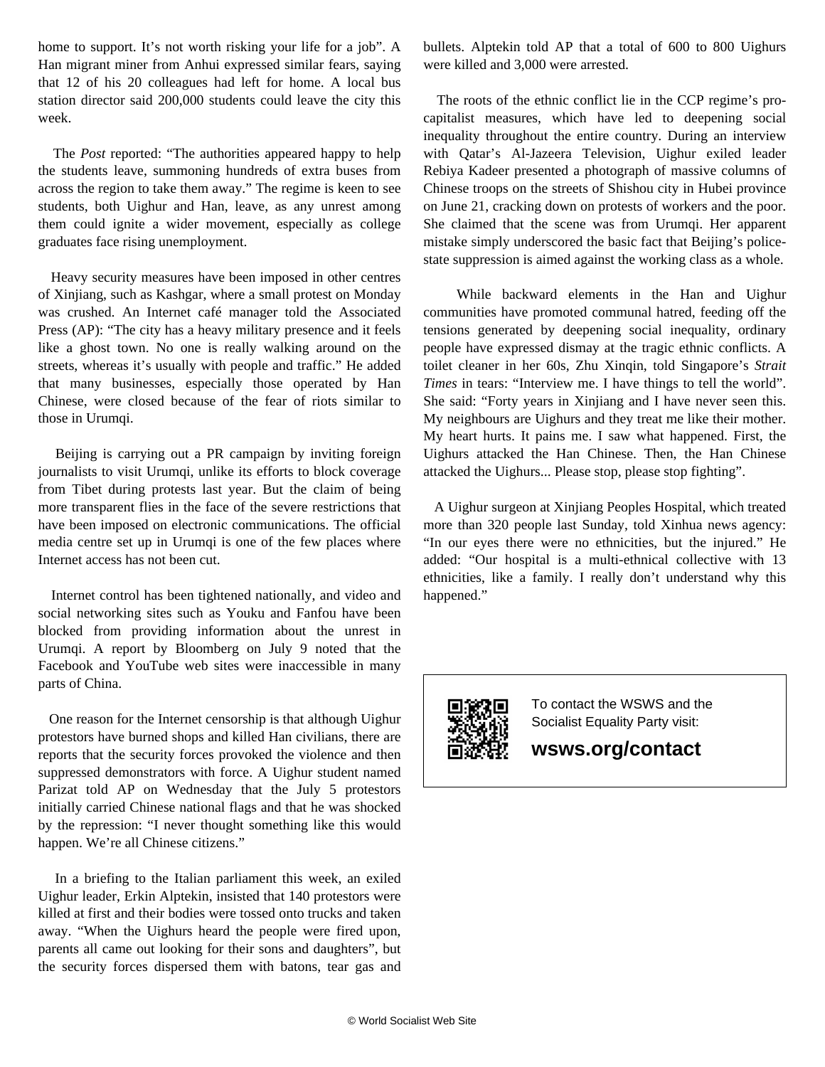home to support. It's not worth risking your life for a job". A Han migrant miner from Anhui expressed similar fears, saying that 12 of his 20 colleagues had left for home. A local bus station director said 200,000 students could leave the city this week.

The *Post* reported: "The authorities appeared happy to help the students leave, summoning hundreds of extra buses from across the region to take them away." The regime is keen to see students, both Uighur and Han, leave, as any unrest among them could ignite a wider movement, especially as college graduates face rising unemployment.

Heavy security measures have been imposed in other centres of Xinjiang, such as Kashgar, where a small protest on Monday was crushed. An Internet café manager told the Associated Press (AP): "The city has a heavy military presence and it feels like a ghost town. No one is really walking around on the streets, whereas it's usually with people and traffic." He added that many businesses, especially those operated by Han Chinese, were closed because of the fear of riots similar to those in Urumqi.

Beijing is carrying out a PR campaign by inviting foreign journalists to visit Urumqi, unlike its efforts to block coverage from Tibet during protests last year. But the claim of being more transparent flies in the face of the severe restrictions that have been imposed on electronic communications. The official media centre set up in Urumqi is one of the few places where Internet access has not been cut.

Internet control has been tightened nationally, and video and social networking sites such as Youku and Fanfou have been blocked from providing information about the unrest in Urumqi. A report by Bloomberg on July 9 noted that the Facebook and YouTube web sites were inaccessible in many parts of China.

One reason for the Internet censorship is that although Uighur protestors have burned shops and killed Han civilians, there are reports that the security forces provoked the violence and then suppressed demonstrators with force. A Uighur student named Parizat told AP on Wednesday that the July 5 protestors initially carried Chinese national flags and that he was shocked by the repression: "I never thought something like this would happen. We're all Chinese citizens."

In a briefing to the Italian parliament this week, an exiled Uighur leader, Erkin Alptekin, insisted that 140 protestors were killed at first and their bodies were tossed onto trucks and taken away. "When the Uighurs heard the people were fired upon, parents all came out looking for their sons and daughters", but the security forces dispersed them with batons, tear gas and bullets. Alptekin told AP that a total of 600 to 800 Uighurs were killed and 3,000 were arrested.

The roots of the ethnic conflict lie in the CCP regime's pro-capitalist measures, which have led to deepening social inequality throughout the entire country. During an interview with Qatar's Al-Jazeera Television, Uighur exiled leader Rebiya Kadeer presented a photograph of massive columns of Chinese troops on the streets of Shishou city in Hubei province on June 21, cracking down on protests of workers and the poor. She claimed that the scene was from Urumqi. Her apparent mistake simply underscored the basic fact that Beijing's police-state suppression is aimed against the working class as a whole.

While backward elements in the Han and Uighur communities have promoted communal hatred, feeding off the tensions generated by deepening social inequality, ordinary people have expressed dismay at the tragic ethnic conflicts. A toilet cleaner in her 60s, Zhu Xinqin, told Singapore's *Strait Times* in tears: "Interview me. I have things to tell the world". She said: "Forty years in Xinjiang and I have never seen this. My neighbours are Uighurs and they treat me like their mother. My heart hurts. It pains me. I saw what happened. First, the Uighurs attacked the Han Chinese. Then, the Han Chinese attacked the Uighurs... Please stop, please stop fighting".

A Uighur surgeon at Xinjiang Peoples Hospital, which treated more than 320 people last Sunday, told Xinhua news agency: "In our eyes there were no ethnicities, but the injured." He added: "Our hospital is a multi-ethnical collective with 13 ethnicities, like a family. I really don't understand why this happened."

To contact the WSWS and the Socialist Equality Party visit:

**wsws.org/contact**